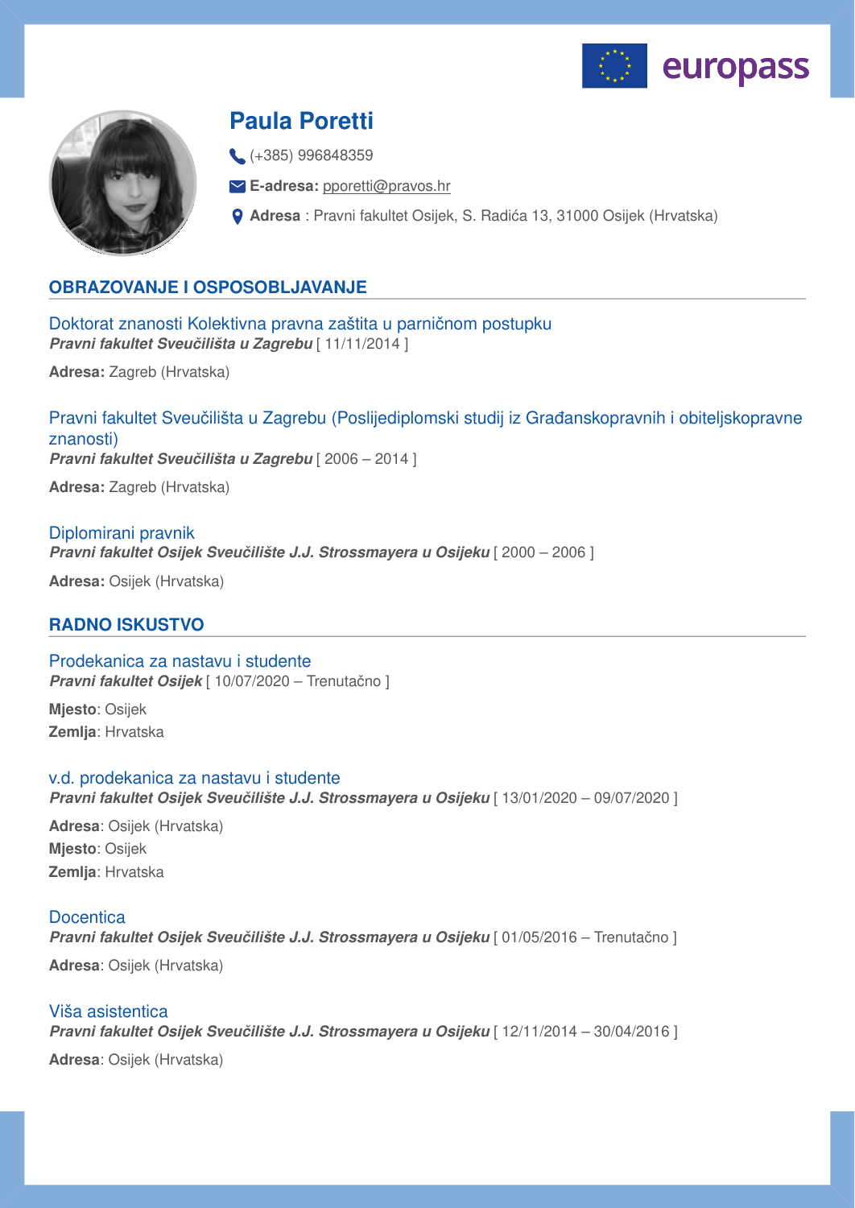# Paula Poretti

(+385) 996848359

**E-adresa:** pporetti@pravos.hr

**Adresa** : Pravni fakultet Osijek, S. Radića 13, 31000 Osijek (Hrvatska)

## OBRAZOVANJE I OSPOSOBLJAVANJE

### Doktorat znanosti Kolektivna pravna zaštita u parničnom postupku

***Pravni fakultet Sveučilišta u Zagrebu*** [ 11/11/2014 ]

**Adresa:** Zagreb (Hrvatska)

### Pravni fakultet Sveučilišta u Zagrebu (Poslijediplomski studij iz Građanskopravnih i obiteljskopravne znanosti)

***Pravni fakultet Sveučilišta u Zagrebu*** [ 2006 – 2014 ]

**Adresa:** Zagreb (Hrvatska)

### Diplomirani pravnik

***Pravni fakultet Osijek Sveučilište J.J. Strossmayera u Osijeku*** [ 2000 – 2006 ]

**Adresa:** Osijek (Hrvatska)

## RADNO ISKUSTVO

### Prodekanica za nastavu i studente

***Pravni fakultet Osijek*** [ 10/07/2020 – Trenutačno ]

**Mjesto**: Osijek
**Zemlja**: Hrvatska

### v.d. prodekanica za nastavu i studente

***Pravni fakultet Osijek Sveučilište J.J. Strossmayera u Osijeku*** [ 13/01/2020 – 09/07/2020 ]

**Adresa**: Osijek (Hrvatska)
**Mjesto**: Osijek
**Zemlja**: Hrvatska

### Docentica

***Pravni fakultet Osijek Sveučilište J.J. Strossmayera u Osijeku*** [ 01/05/2016 – Trenutačno ]

**Adresa**: Osijek (Hrvatska)

### Viša asistentica

***Pravni fakultet Osijek Sveučilište J.J. Strossmayera u Osijeku*** [ 12/11/2014 – 30/04/2016 ]

**Adresa**: Osijek (Hrvatska)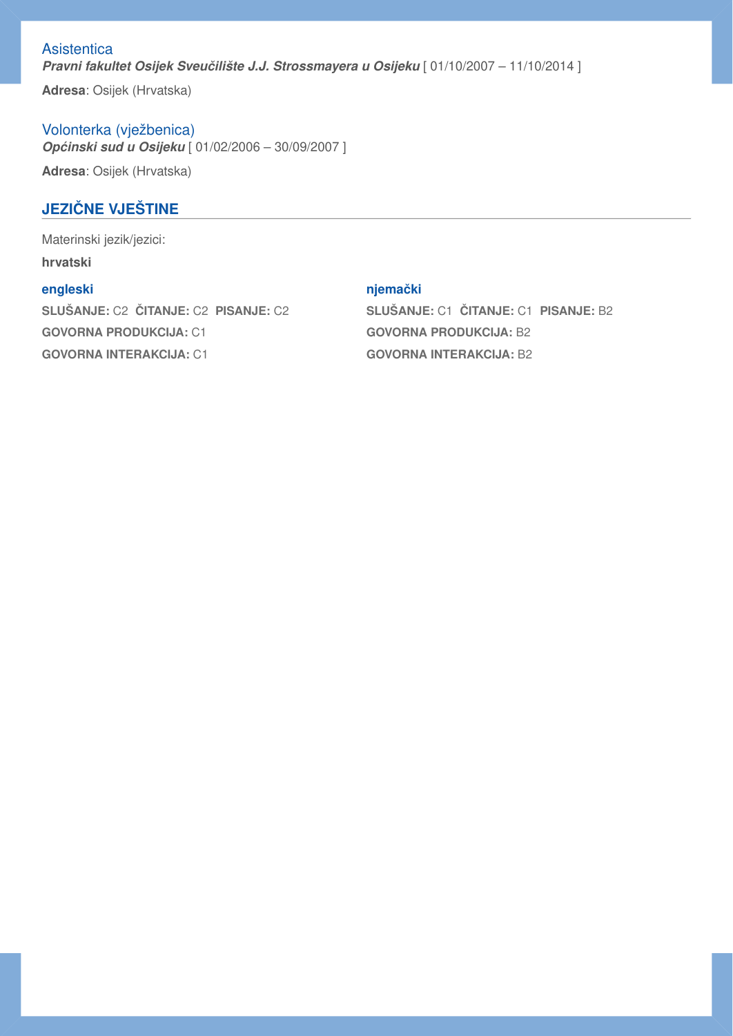Asistentica

***Pravni fakultet Osijek Sveučilište J.J. Strossmayera u Osijeku*** [ 01/10/2007 – 11/10/2014 ]

**Adresa**: Osijek (Hrvatska)

Volonterka (vježbenica)

***Općinski sud u Osijeku*** [ 01/02/2006 – 30/09/2007 ]

**Adresa**: Osijek (Hrvatska)

## JEZIČNE VJEŠTINE

Materinski jezik/jezici:

**hrvatski**

**engleski**

**SLUŠANJE:** C2 **ČITANJE:** C2 **PISANJE:** C2

**GOVORNA PRODUKCIJA:** C1

**GOVORNA INTERAKCIJA:** C1

**njemački**

**SLUŠANJE:** C1 **ČITANJE:** C1 **PISANJE:** B2

**GOVORNA PRODUKCIJA:** B2

**GOVORNA INTERAKCIJA:** B2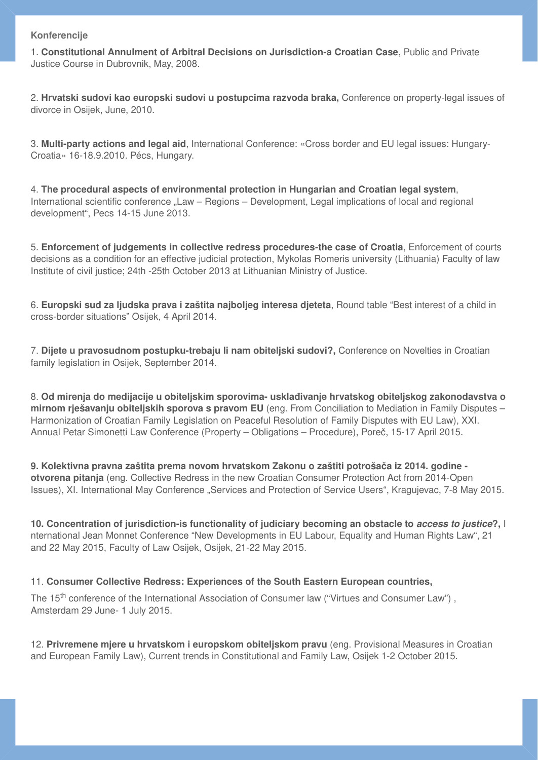**Konferencije**

1. **Constitutional Annulment of Arbitral Decisions on Jurisdiction-a Croatian Case**, Public and Private Justice Course in Dubrovnik, May, 2008.

2. **Hrvatski sudovi kao europski sudovi u postupcima razvoda braka,** Conference on property-legal issues of divorce in Osijek, June, 2010.

3. **Multi-party actions and legal aid**, International Conference: «Cross border and EU legal issues: Hungary-Croatia» 16-18.9.2010. Pécs, Hungary.

4. **The procedural aspects of environmental protection in Hungarian and Croatian legal system**, International scientific conference „Law – Regions – Development, Legal implications of local and regional development“, Pecs 14-15 June 2013.

5. **Enforcement of judgements in collective redress procedures-the case of Croatia**, Enforcement of courts decisions as a condition for an effective judicial protection, Mykolas Romeris university (Lithuania) Faculty of law Institute of civil justice; 24th -25th October 2013 at Lithuanian Ministry of Justice.

6. **Europski sud za ljudska prava i zaštita najboljeg interesa djeteta**, Round table "Best interest of a child in cross-border situations" Osijek, 4 April 2014.

7. **Dijete u pravosudnom postupku-trebaju li nam obiteljski sudovi?,** Conference on Novelties in Croatian family legislation in Osijek, September 2014.

8. **Od mirenja do medijacije u obiteljskim sporovima- usklađivanje hrvatskog obiteljskog zakonodavstva o mirnom rješavanju obiteljskih sporova s pravom EU** (eng. From Conciliation to Mediation in Family Disputes – Harmonization of Croatian Family Legislation on Peaceful Resolution of Family Disputes with EU Law), XXI. Annual Petar Simonetti Law Conference (Property – Obligations – Procedure), Poreč, 15-17 April 2015.

**9. Kolektivna pravna zaštita prema novom hrvatskom Zakonu o zaštiti potrošača iz 2014. godine - otvorena pitanja** (eng. Collective Redress in the new Croatian Consumer Protection Act from 2014-Open Issues), XI. International May Conference „Services and Protection of Service Users“, Kragujevac, 7-8 May 2015.

**10. Concentration of jurisdiction-is functionality of judiciary becoming an obstacle to *access to justice*?,** International Jean Monnet Conference "New Developments in EU Labour, Equality and Human Rights Law", 21 and 22 May 2015, Faculty of Law Osijek, Osijek, 21-22 May 2015.

11. **Consumer Collective Redress: Experiences of the South Eastern European countries,**

The 15th conference of the International Association of Consumer law ("Virtues and Consumer Law") , Amsterdam 29 June- 1 July 2015.

12. **Privremene mjere u hrvatskom i europskom obiteljskom pravu** (eng. Provisional Measures in Croatian and European Family Law), Current trends in Constitutional and Family Law, Osijek 1-2 October 2015.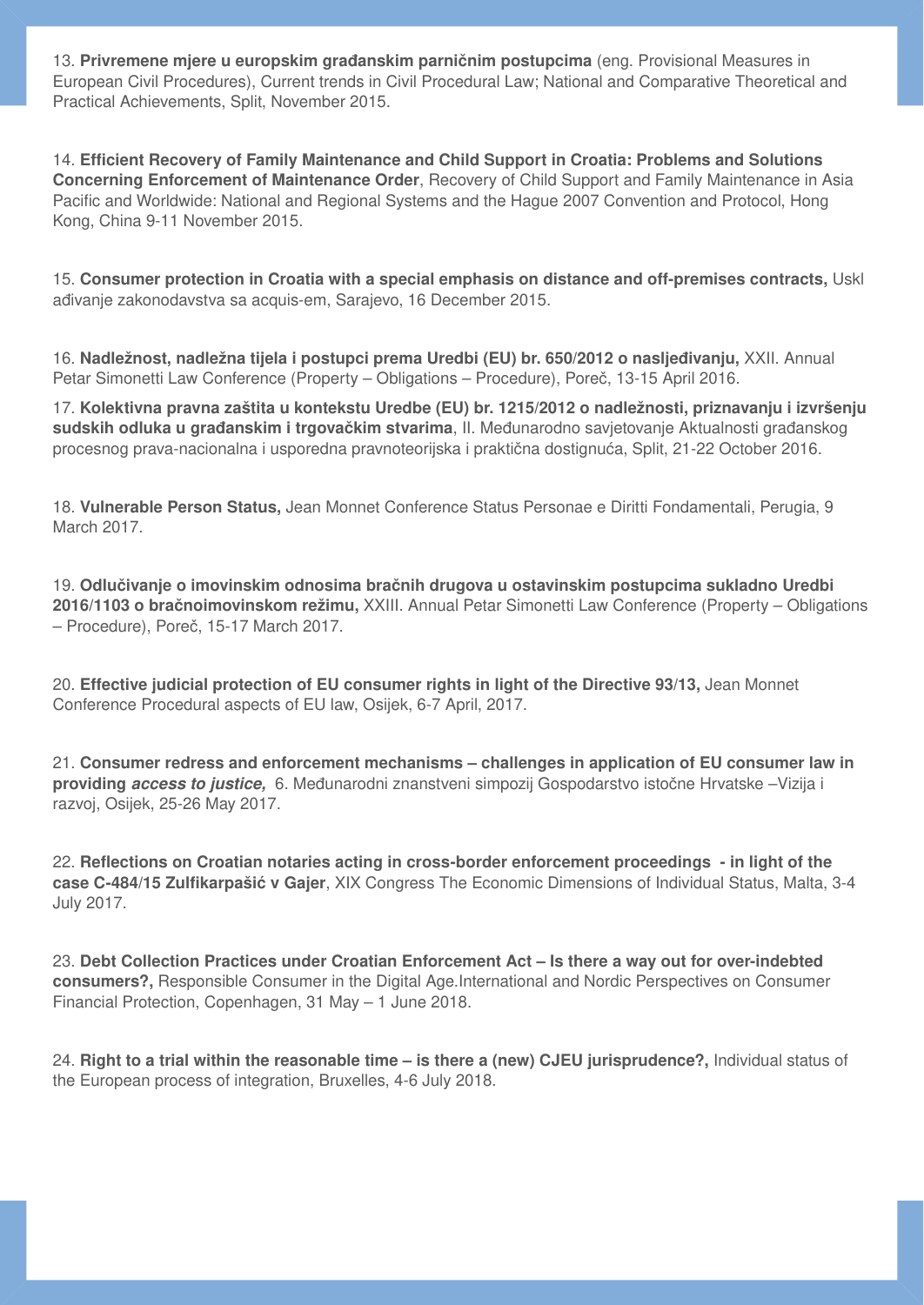13. **Privremene mjere u europskim građanskim parničnim postupcima** (eng. Provisional Measures in European Civil Procedures), Current trends in Civil Procedural Law; National and Comparative Theoretical and Practical Achievements, Split, November 2015.

14. **Efficient Recovery of Family Maintenance and Child Support in Croatia: Problems and Solutions Concerning Enforcement of Maintenance Order**, Recovery of Child Support and Family Maintenance in Asia Pacific and Worldwide: National and Regional Systems and the Hague 2007 Convention and Protocol, Hong Kong, China 9-11 November 2015.

15. **Consumer protection in Croatia with a special emphasis on distance and off-premises contracts,** Uskl ađivanje zakonodavstva sa acquis-em, Sarajevo, 16 December 2015.

16. **Nadležnost, nadležna tijela i postupci prema Uredbi (EU) br. 650/2012 o nasljeđivanju,** XXII. Annual Petar Simonetti Law Conference (Property – Obligations – Procedure), Poreč, 13-15 April 2016.

17. **Kolektivna pravna zaštita u kontekstu Uredbe (EU) br. 1215/2012 o nadležnosti, priznavanju i izvršenju sudskih odluka u građanskim i trgovačkim stvarima**, II. Međunarodno savjetovanje Aktualnosti građanskog procesnog prava-nacionalna i usporedna pravnoteorijska i praktična dostignuća, Split, 21-22 October 2016.

18. **Vulnerable Person Status,** Jean Monnet Conference Status Personae e Diritti Fondamentali, Perugia, 9 March 2017.

19. **Odlučivanje o imovinskim odnosima bračnih drugova u ostavinskim postupcima sukladno Uredbi 2016/1103 o bračnoimovinskom režimu,** XXIII. Annual Petar Simonetti Law Conference (Property – Obligations – Procedure), Poreč, 15-17 March 2017.

20. **Effective judicial protection of EU consumer rights in light of the Directive 93/13,** Jean Monnet Conference Procedural aspects of EU law, Osijek, 6-7 April, 2017.

21. **Consumer redress and enforcement mechanisms – challenges in application of EU consumer law in providing *access to justice,*** 6. Međunarodni znanstveni simpozij Gospodarstvo istočne Hrvatske –Vizija i razvoj, Osijek, 25-26 May 2017.

22. **Reflections on Croatian notaries acting in cross-border enforcement proceedings - in light of the case C-484/15 Zulfikarpašić v Gajer**, XIX Congress The Economic Dimensions of Individual Status, Malta, 3-4 July 2017.

23. **Debt Collection Practices under Croatian Enforcement Act – Is there a way out for over-indebted consumers?,** Responsible Consumer in the Digital Age.International and Nordic Perspectives on Consumer Financial Protection, Copenhagen, 31 May – 1 June 2018.

24. **Right to a trial within the reasonable time – is there a (new) CJEU jurisprudence?,** Individual status of the European process of integration, Bruxelles, 4-6 July 2018.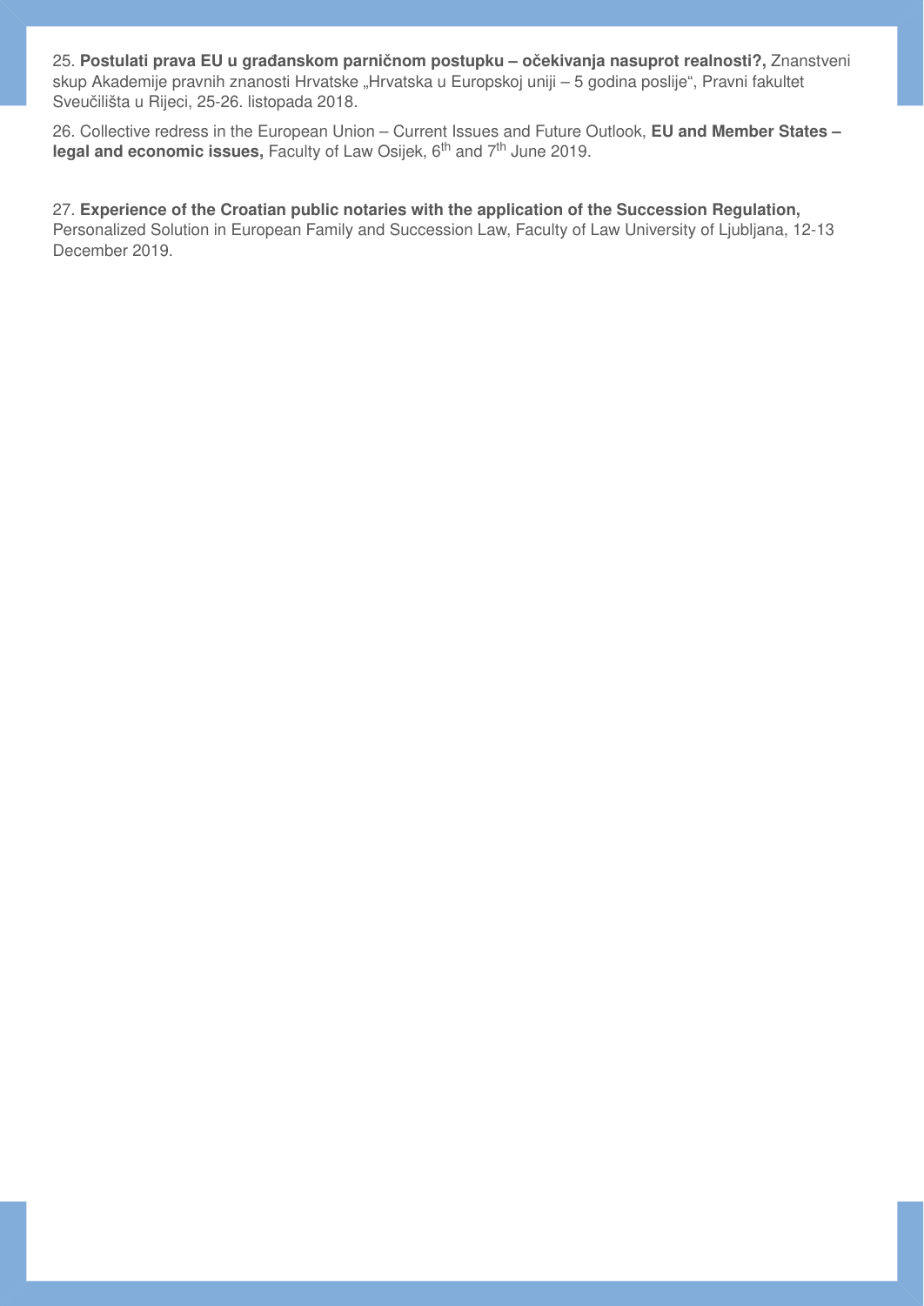25. **Postulati prava EU u građanskom parničnom postupku – očekivanja nasuprot realnosti?,** Znanstveni skup Akademije pravnih znanosti Hrvatske „Hrvatska u Europskoj uniji – 5 godina poslije“, Pravni fakultet Sveučilišta u Rijeci, 25-26. listopada 2018.

26. Collective redress in the European Union – Current Issues and Future Outlook, **EU and Member States – legal and economic issues,** Faculty of Law Osijek, 6th and 7th June 2019.

27. **Experience of the Croatian public notaries with the application of the Succession Regulation,** Personalized Solution in European Family and Succession Law, Faculty of Law University of Ljubljana, 12-13 December 2019.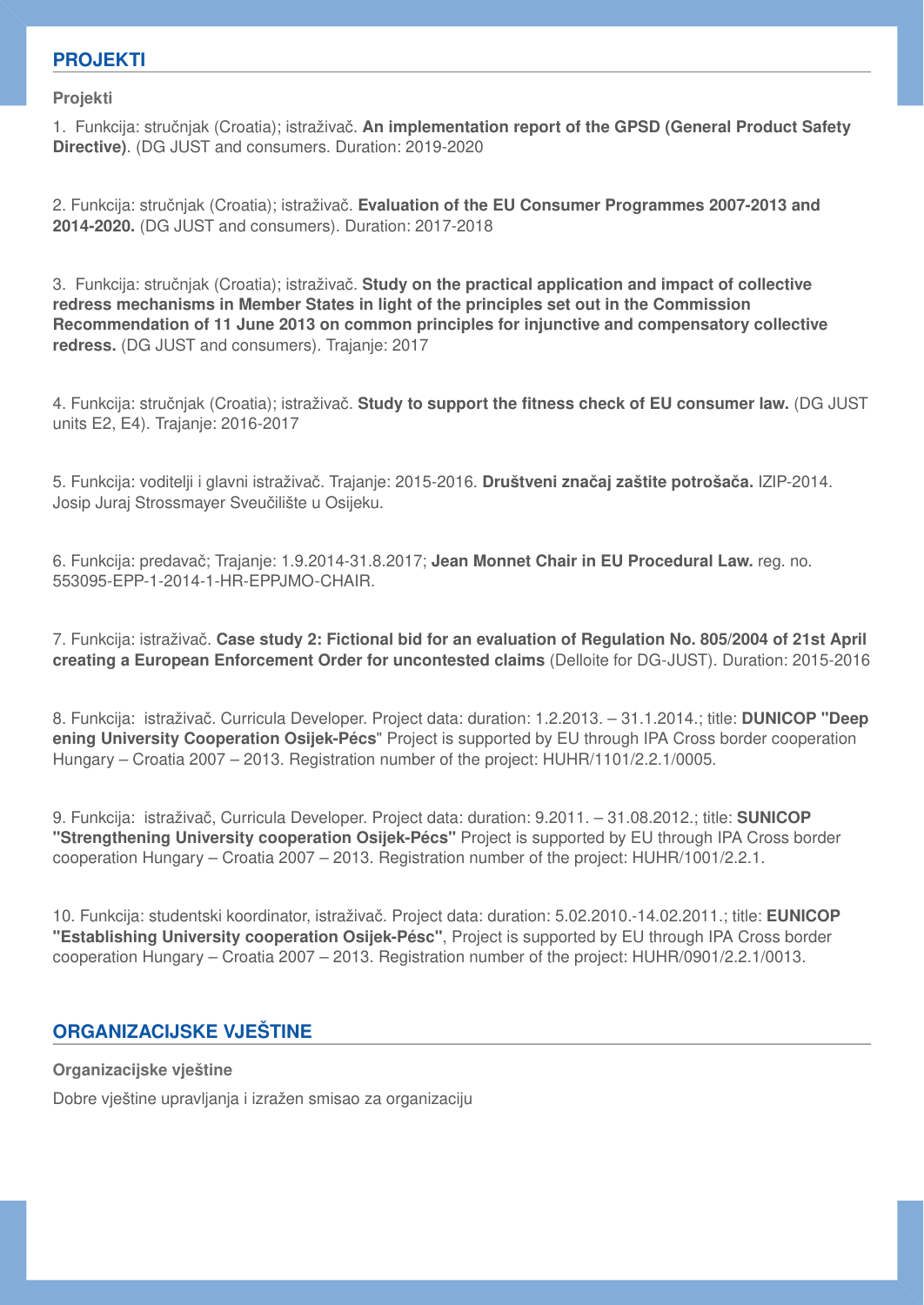## PROJEKTI

### Projekti

1. Funkcija: stručnjak (Croatia); istraživač. **An implementation report of the GPSD (General Product Safety Directive)**. (DG JUST and consumers. Duration: 2019-2020

2. Funkcija: stručnjak (Croatia); istraživač. **Evaluation of the EU Consumer Programmes 2007-2013 and 2014-2020.** (DG JUST and consumers). Duration: 2017-2018

3. Funkcija: stručnjak (Croatia); istraživač. **Study on the practical application and impact of collective redress mechanisms in Member States in light of the principles set out in the Commission Recommendation of 11 June 2013 on common principles for injunctive and compensatory collective redress.** (DG JUST and consumers). Trajanje: 2017

4. Funkcija: stručnjak (Croatia); istraživač. **Study to support the fitness check of EU consumer law.** (DG JUST units E2, E4). Trajanje: 2016-2017

5. Funkcija: voditelji i glavni istraživač. Trajanje: 2015-2016. **Društveni značaj zaštite potrošača.** IZIP-2014. Josip Juraj Strossmayer Sveučilište u Osijeku.

6. Funkcija: predavač; Trajanje: 1.9.2014-31.8.2017; **Jean Monnet Chair in EU Procedural Law.** reg. no. 553095-EPP-1-2014-1-HR-EPPJMO-CHAIR.

7. Funkcija: istraživač. **Case study 2: Fictional bid for an evaluation of Regulation No. 805/2004 of 21st April creating a European Enforcement Order for uncontested claims** (Delloite for DG-JUST). Duration: 2015-2016

8. Funkcija: istraživač. Curricula Developer. Project data: duration: 1.2.2013. – 31.1.2014.; title: **DUNICOP "Deep ening University Cooperation Osijek-Pécs"** Project is supported by EU through IPA Cross border cooperation Hungary – Croatia 2007 – 2013. Registration number of the project: HUHR/1101/2.2.1/0005.

9. Funkcija: istraživač, Curricula Developer. Project data: duration: 9.2011. – 31.08.2012.; title: **SUNICOP "Strengthening University cooperation Osijek-Pécs"** Project is supported by EU through IPA Cross border cooperation Hungary – Croatia 2007 – 2013. Registration number of the project: HUHR/1001/2.2.1.

10. Funkcija: studentski koordinator, istraživač. Project data: duration: 5.02.2010.-14.02.2011.; title: **EUNICOP "Establishing University cooperation Osijek-Pésc"**, Project is supported by EU through IPA Cross border cooperation Hungary – Croatia 2007 – 2013. Registration number of the project: HUHR/0901/2.2.1/0013.

## ORGANIZACIJSKE VJEŠTINE

### Organizacijske vještine

Dobre vještine upravljanja i izražen smisao za organizaciju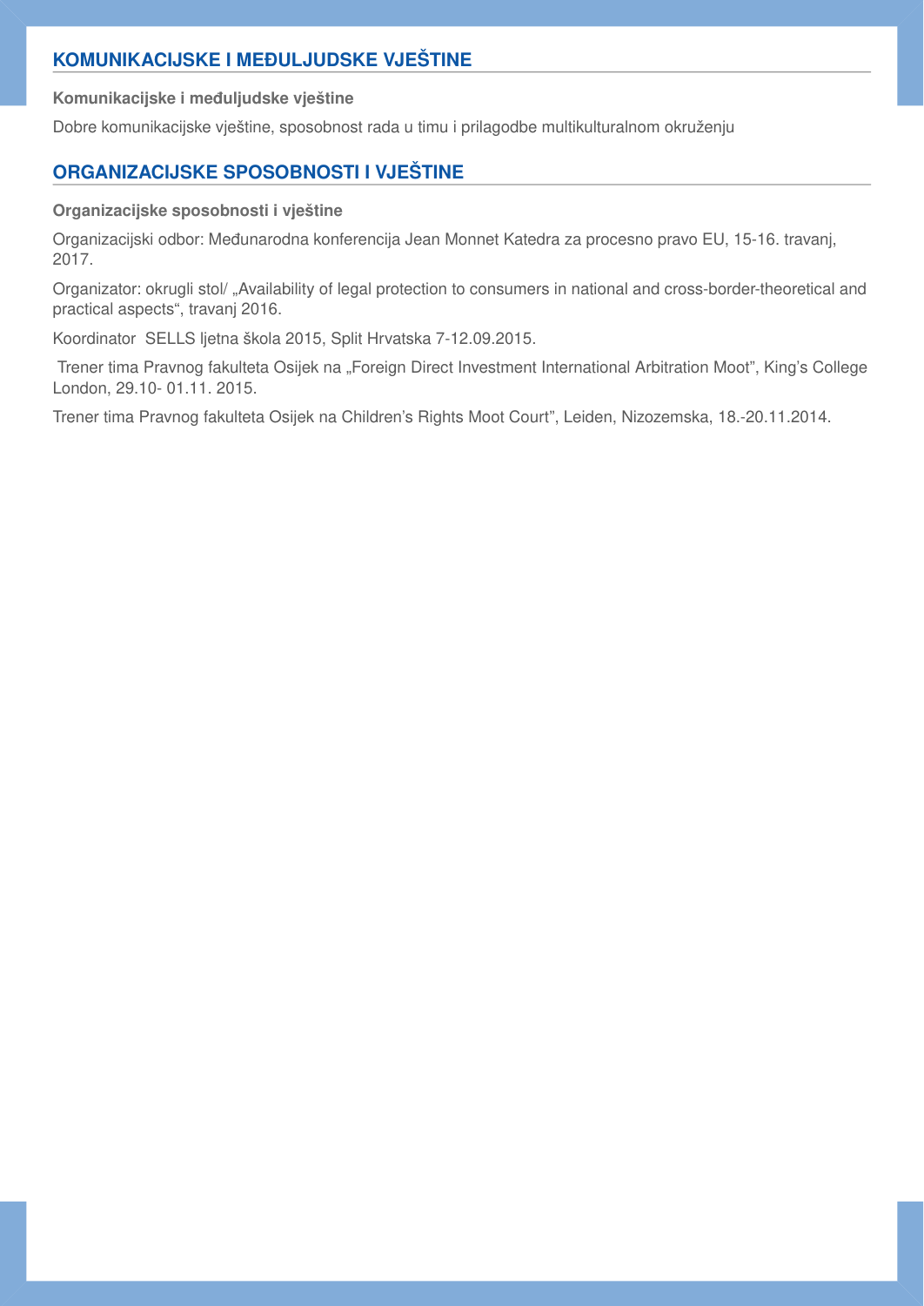## KOMUNIKACIJSKE I MEĐULJUDSKE VJEŠTINE

**Komunikacijske i međuljudske vještine**

Dobre komunikacijske vještine, sposobnost rada u timu i prilagodbe multikulturalnom okruženju

## ORGANIZACIJSKE SPOSOBNOSTI I VJEŠTINE

**Organizacijske sposobnosti i vještine**

Organizacijski odbor: Međunarodna konferencija Jean Monnet Katedra za procesno pravo EU, 15-16. travanj, 2017.

Organizator: okrugli stol/ „Availability of legal protection to consumers in national and cross-border-theoretical and practical aspects", travanj 2016.

Koordinator SELLS ljetna škola 2015, Split Hrvatska 7-12.09.2015.

Trener tima Pravnog fakulteta Osijek na „Foreign Direct Investment International Arbitration Moot", King's College London, 29.10- 01.11. 2015.

Trener tima Pravnog fakulteta Osijek na Children's Rights Moot Court", Leiden, Nizozemska, 18.-20.11.2014.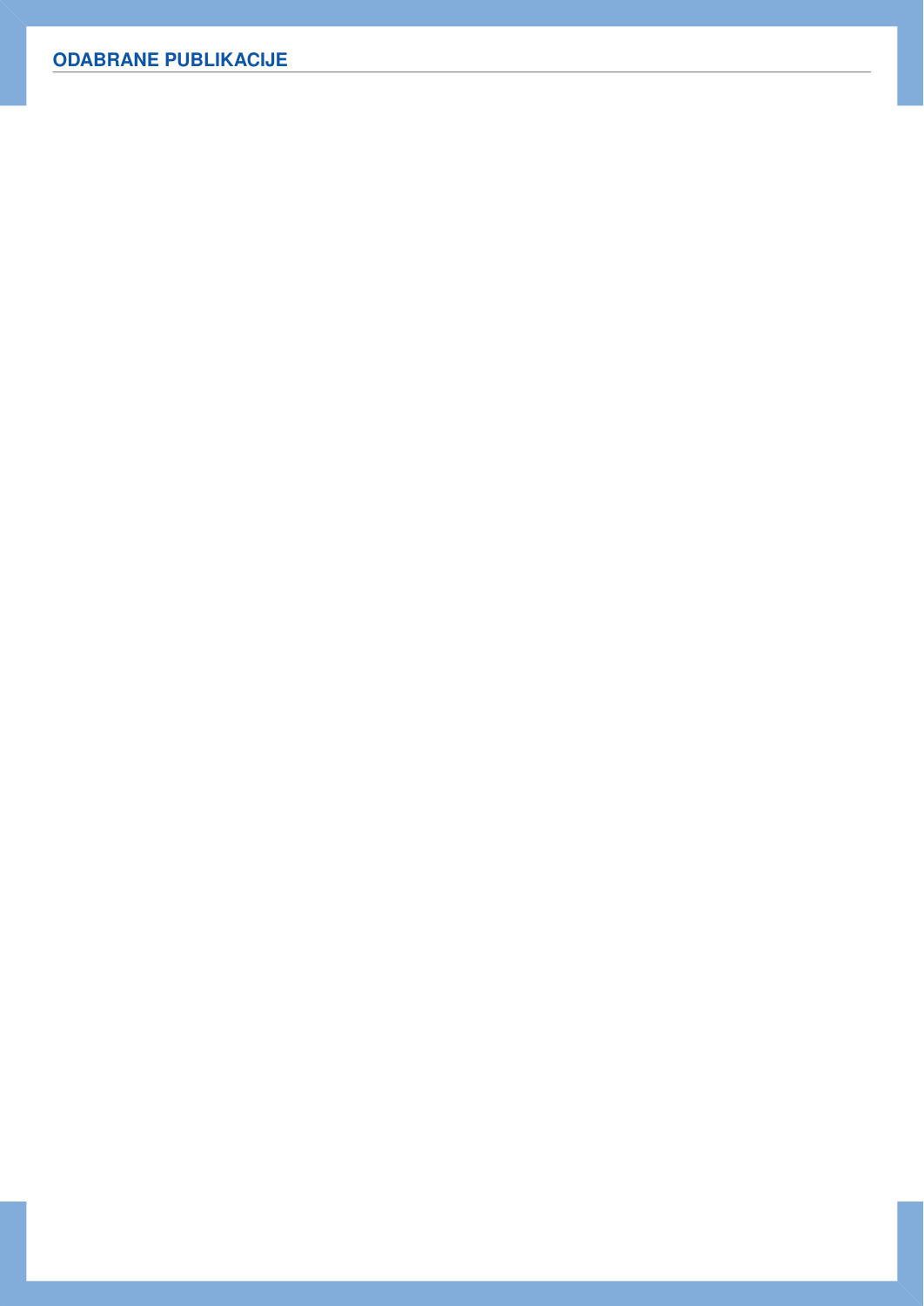## ODABRANE PUBLIKACIJE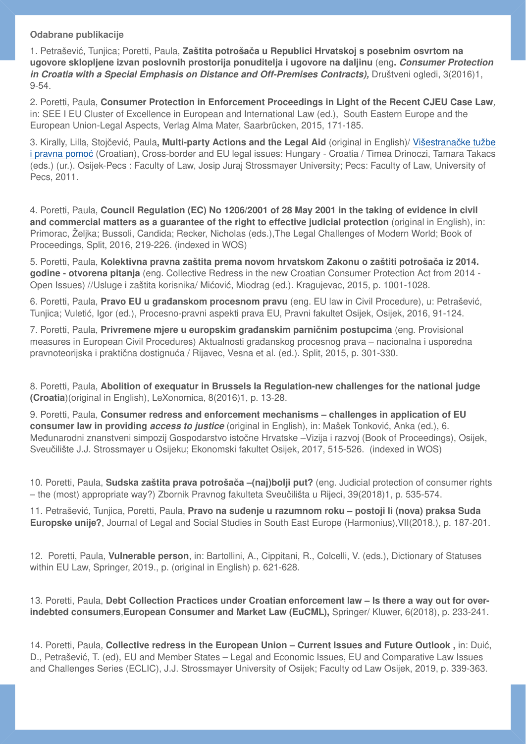**Odabrane publikacije**

1. Petrašević, Tunjica; Poretti, Paula, **Zaštita potrošača u Republici Hrvatskoj s posebnim osvrtom na ugovore sklopljene izvan poslovnih prostorija ponuditelja i ugovore na daljinu** (eng**. *Consumer Protection in Croatia with a Special Emphasis on Distance and Off-Premises Contracts),*** Društveni ogledi, 3(2016)1, 9-54.

2. Poretti, Paula, **Consumer Protection in Enforcement Proceedings in Light of the Recent CJEU Case Law**, in: SEE I EU Cluster of Excellence in European and International Law (ed.), South Eastern Europe and the European Union-Legal Aspects, Verlag Alma Mater, Saarbrücken, 2015, 171-185.

3. Kiraly, Lilla, Stojčević, Paula**, Multi-party Actions and the Legal Aid** (original in English)/ Višestranačke tužbe i pravna pomoć (Croatian), Cross-border and EU legal issues: Hungary - Croatia / Timea Drinoczi, Tamara Takacs (eds.) (ur.). Osijek-Pecs : Faculty of Law, Josip Juraj Strossmayer University; Pecs: Faculty of Law, University of Pecs, 2011.

4. Poretti, Paula, **Council Regulation (EC) No 1206/2001 of 28 May 2001 in the taking of evidence in civil and commercial matters as a guarantee of the right to effective judicial protection** (original in English), in: Primorac, Željka; Bussoli, Candida; Recker, Nicholas (eds.),The Legal Challenges of Modern World; Book of Proceedings, Split, 2016, 219-226. (indexed in WOS)

5. Poretti, Paula, **Kolektivna pravna zaštita prema novom hrvatskom Zakonu o zaštiti potrošača iz 2014. godine - otvorena pitanja** (eng. Collective Redress in the new Croatian Consumer Protection Act from 2014 - Open Issues) //Usluge i zaštita korisnika/ Mićović, Miodrag (ed.). Kragujevac, 2015, p. 1001-1028.

6. Poretti, Paula, **Pravo EU u građanskom procesnom pravu** (eng. EU law in Civil Procedure), u: Petrašević, Tunjica; Vuletić, Igor (ed.), Procesno-pravni aspekti prava EU, Pravni fakultet Osijek, Osijek, 2016, 91-124.

7. Poretti, Paula, **Privremene mjere u europskim građanskim parničnim postupcima** (eng. Provisional measures in European Civil Procedures) Aktualnosti građanskog procesnog prava – nacionalna i usporedna pravnoteorijska i praktična dostignuća / Rijavec, Vesna et al. (ed.). Split, 2015, p. 301-330.

8. Poretti, Paula, **Abolition of exequatur in Brussels Ia Regulation-new challenges for the national judge (Croatia**)(original in English), LeXonomica, 8(2016)1, p. 13-28.

9. Poretti, Paula, **Consumer redress and enforcement mechanisms – challenges in application of EU consumer law in providing *access to justice*** (original in English), in: Mašek Tonković, Anka (ed.), 6. Međunarodni znanstveni simpozij Gospodarstvo istočne Hrvatske –Vizija i razvoj (Book of Proceedings), Osijek, Sveučilište J.J. Strossmayer u Osijeku; Ekonomski fakultet Osijek, 2017, 515-526. (indexed in WOS)

10. Poretti, Paula, **Sudska zaštita prava potrošača –(naj)bolji put?** (eng. Judicial protection of consumer rights – the (most) appropriate way?) Zbornik Pravnog fakulteta Sveučilišta u Rijeci, 39(2018)1, p. 535-574.

11. Petrašević, Tunjica, Poretti, Paula, **Pravo na suđenje u razumnom roku – postoji li (nova) praksa Suda Europske unije?**, Journal of Legal and Social Studies in South East Europe (Harmonius),VII(2018.), p. 187-201.

12. Poretti, Paula, **Vulnerable person**, in: Bartollini, A., Cippitani, R., Colcelli, V. (eds.), Dictionary of Statuses within EU Law, Springer, 2019., p. (original in English) p. 621-628.

13. Poretti, Paula, **Debt Collection Practices under Croatian enforcement law – Is there a way out for over-indebted consumers**,**European Consumer and Market Law (EuCML),** Springer/ Kluwer, 6(2018), p. 233-241.

14. Poretti, Paula, **Collective redress in the European Union – Current Issues and Future Outlook ,** in: Duić, D., Petrašević, T. (ed), EU and Member States – Legal and Economic Issues, EU and Comparative Law Issues and Challenges Series (ECLIC), J.J. Strossmayer University of Osijek; Faculty od Law Osijek, 2019, p. 339-363.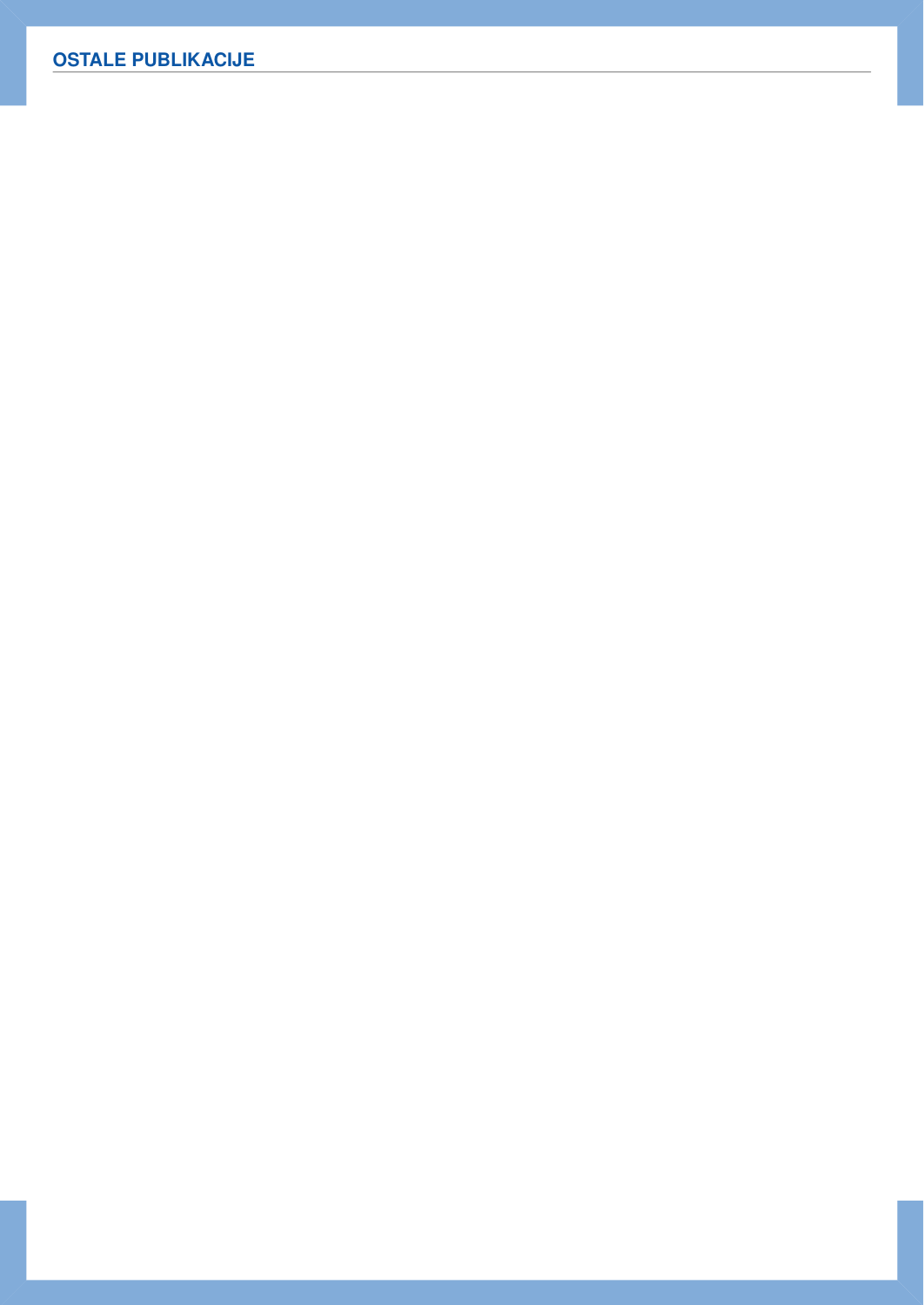# OSTALE PUBLIKACIJE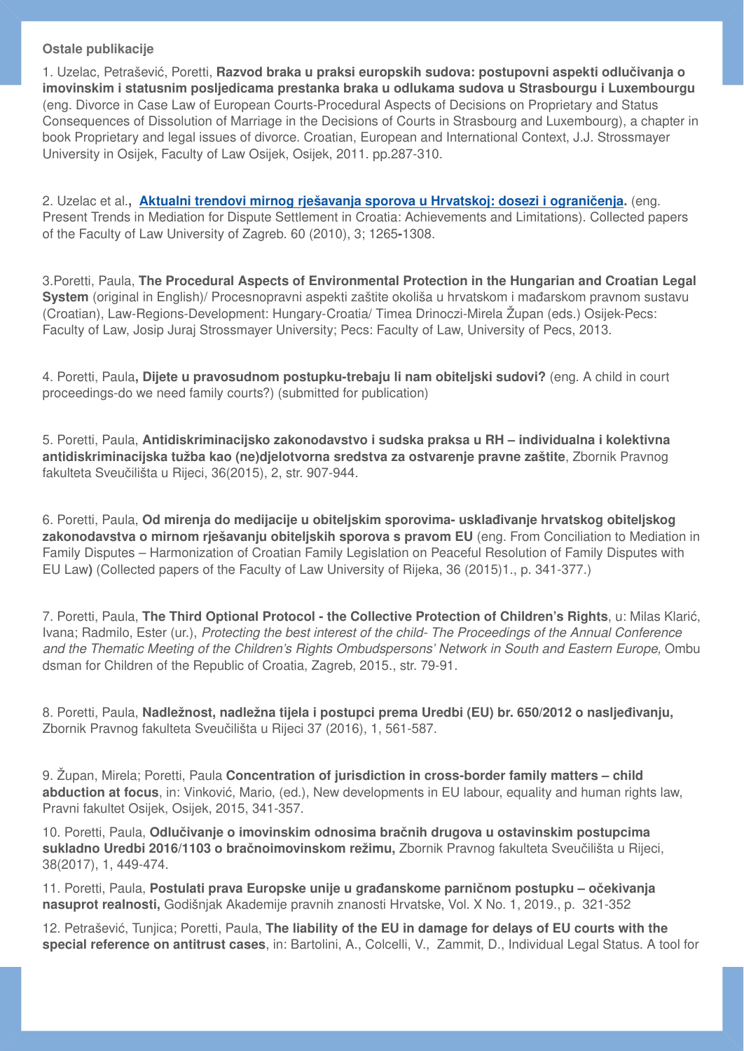**Ostale publikacije**

1. Uzelac, Petrašević, Poretti, **Razvod braka u praksi europskih sudova: postupovni aspekti odlučivanja o imovinskim i statusnim posljedicama prestanka braka u odlukama sudova u Strasbourgu i Luxembourgu** (eng. Divorce in Case Law of European Courts-Procedural Aspects of Decisions on Proprietary and Status Consequences of Dissolution of Marriage in the Decisions of Courts in Strasbourg and Luxembourg), a chapter in book Proprietary and legal issues of divorce. Croatian, European and International Context, J.J. Strossmayer University in Osijek, Faculty of Law Osijek, Osijek, 2011. pp.287-310.

2. Uzelac et al.**, Aktualni trendovi mirnog rješavanja sporova u Hrvatskoj: dosezi i ograničenja.** (eng. Present Trends in Mediation for Dispute Settlement in Croatia: Achievements and Limitations). Collected papers of the Faculty of Law University of Zagreb. 60 (2010), 3; 1265-1308.

3.Poretti, Paula, **The Procedural Aspects of Environmental Protection in the Hungarian and Croatian Legal System** (original in English)/ Procesnopravni aspekti zaštite okoliša u hrvatskom i mađarskom pravnom sustavu (Croatian), Law-Regions-Development: Hungary-Croatia/ Timea Drinoczi-Mirela Župan (eds.) Osijek-Pecs: Faculty of Law, Josip Juraj Strossmayer University; Pecs: Faculty of Law, University of Pecs, 2013.

4. Poretti, Paula**, Dijete u pravosudnom postupku-trebaju li nam obiteljski sudovi?** (eng. A child in court proceedings-do we need family courts?) (submitted for publication)

5. Poretti, Paula, **Antidiskriminacijsko zakonodavstvo i sudska praksa u RH – individualna i kolektivna antidiskriminacijska tužba kao (ne)djelotvorna sredstva za ostvarenje pravne zaštite**, Zbornik Pravnog fakulteta Sveučilišta u Rijeci, 36(2015), 2, str. 907-944.

6. Poretti, Paula, **Od mirenja do medijacije u obiteljskim sporovima- usklađivanje hrvatskog obiteljskog zakonodavstva o mirnom rješavanju obiteljskih sporova s pravom EU** (eng. From Conciliation to Mediation in Family Disputes – Harmonization of Croatian Family Legislation on Peaceful Resolution of Family Disputes with EU Law**)** (Collected papers of the Faculty of Law University of Rijeka, 36 (2015)1., p. 341-377.)

7. Poretti, Paula, **The Third Optional Protocol - the Collective Protection of Children's Rights**, u: Milas Klarić, Ivana; Radmilo, Ester (ur.), *Protecting the best interest of the child- The Proceedings of the Annual Conference and the Thematic Meeting of the Children's Rights Ombudspersons' Network in South and Eastern Europe,* Ombudsman for Children of the Republic of Croatia, Zagreb, 2015., str. 79-91.

8. Poretti, Paula, **Nadležnost, nadležna tijela i postupci prema Uredbi (EU) br. 650/2012 o nasljeđivanju,** Zbornik Pravnog fakulteta Sveučilišta u Rijeci 37 (2016), 1, 561-587.

9. Župan, Mirela; Poretti, Paula **Concentration of jurisdiction in cross-border family matters – child abduction at focus**, in: Vinković, Mario, (ed.), New developments in EU labour, equality and human rights law, Pravni fakultet Osijek, Osijek, 2015, 341-357.

10. Poretti, Paula, **Odlučivanje o imovinskim odnosima bračnih drugova u ostavinskim postupcima sukladno Uredbi 2016/1103 o bračnoimovinskom režimu,** Zbornik Pravnog fakulteta Sveučilišta u Rijeci, 38(2017), 1, 449-474.

11. Poretti, Paula, **Postulati prava Europske unije u građanskome parničnom postupku – očekivanja nasuprot realnosti,** Godišnjak Akademije pravnih znanosti Hrvatske, Vol. X No. 1, 2019., p. 321-352

12. Petrašević, Tunjica; Poretti, Paula, **The liability of the EU in damage for delays of EU courts with the special reference on antitrust cases**, in: Bartolini, A., Colcelli, V., Zammit, D., Individual Legal Status. A tool for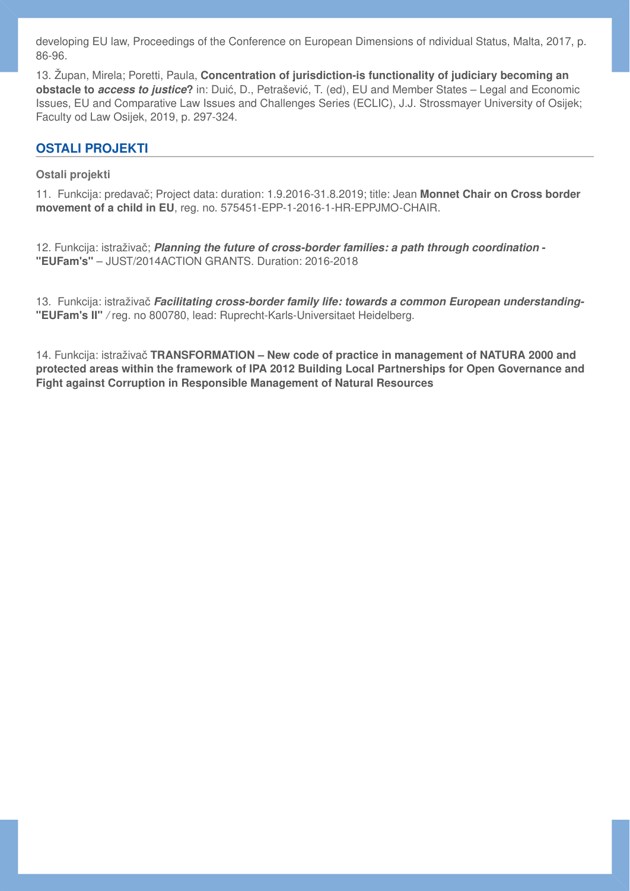developing EU law, Proceedings of the Conference on European Dimensions of ndividual Status, Malta, 2017, p. 86-96.

13. Župan, Mirela; Poretti, Paula, **Concentration of jurisdiction-is functionality of judiciary becoming an obstacle to *access to justice*?** in: Duić, D., Petrašević, T. (ed), EU and Member States – Legal and Economic Issues, EU and Comparative Law Issues and Challenges Series (ECLIC), J.J. Strossmayer University of Osijek; Faculty od Law Osijek, 2019, p. 297-324.

## OSTALI PROJEKTI

**Ostali projekti**

11. Funkcija: predavač; Project data: duration: 1.9.2016-31.8.2019; title: Jean **Monnet Chair on Cross border movement of a child in EU**, reg. no. 575451-EPP-1-2016-1-HR-EPPJMO-CHAIR.

12. Funkcija: istraživač; ***Planning the future of cross-border families: a path through coordination* - "EUFam's"** – JUST/2014ACTION GRANTS. Duration: 2016-2018

13. Funkcija: istraživač ***Facilitating cross-border family life: towards a common European understanding*- "EUFam's II"** / reg. no 800780, lead: Ruprecht-Karls-Universitaet Heidelberg.

14. Funkcija: istraživač **TRANSFORMATION – New code of practice in management of NATURA 2000 and protected areas within the framework of IPA 2012 Building Local Partnerships for Open Governance and Fight against Corruption in Responsible Management of Natural Resources**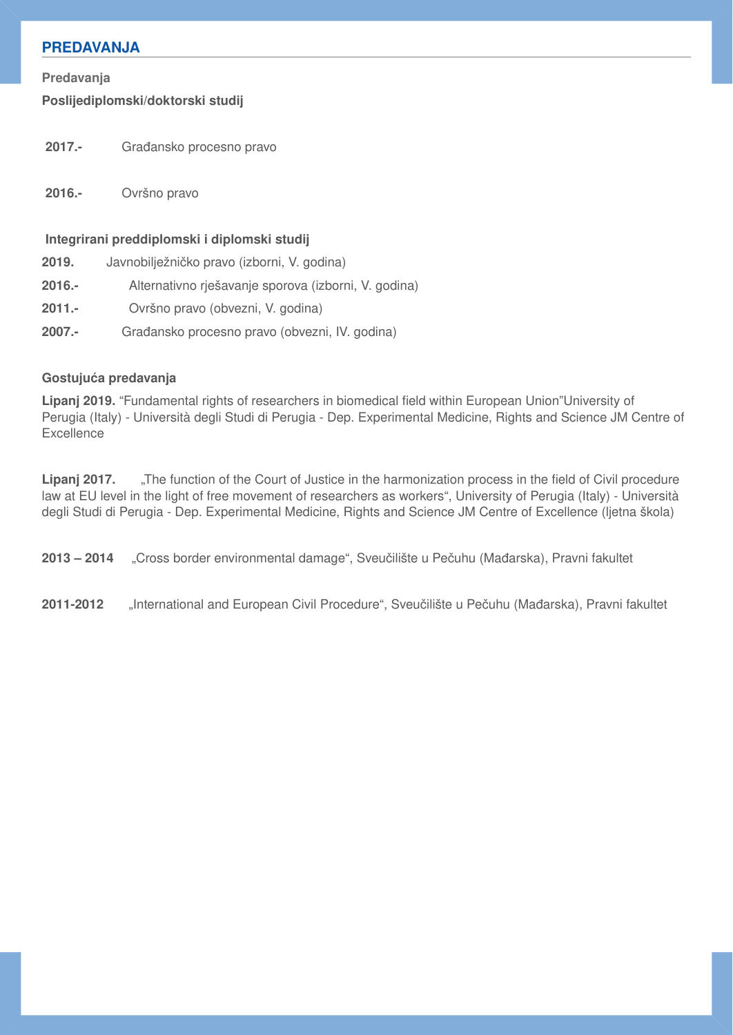## PREDAVANJA

**Predavanja**

**Poslijediplomski/doktorski studij**

**2017.-** Građansko procesno pravo

**2016.-** Ovršno pravo

**Integrirani preddiplomski i diplomski studij**

**2019.** Javnobilježničko pravo (izborni, V. godina)

**2016.-** Alternativno rješavanje sporova (izborni, V. godina)

**2011.-** Ovršno pravo (obvezni, V. godina)

**2007.-** Građansko procesno pravo (obvezni, IV. godina)

**Gostujuća predavanja**

**Lipanj 2019.** “Fundamental rights of researchers in biomedical field within European Union”University of Perugia (Italy) - Università degli Studi di Perugia - Dep. Experimental Medicine, Rights and Science JM Centre of Excellence

**Lipanj 2017.** „The function of the Court of Justice in the harmonization process in the field of Civil procedure law at EU level in the light of free movement of researchers as workers“, University of Perugia (Italy) - Università degli Studi di Perugia - Dep. Experimental Medicine, Rights and Science JM Centre of Excellence (ljetna škola)

**2013 – 2014** „Cross border environmental damage“, Sveučilište u Pečuhu (Mađarska), Pravni fakultet

**2011-2012** „International and European Civil Procedure“, Sveučilište u Pečuhu (Mađarska), Pravni fakultet